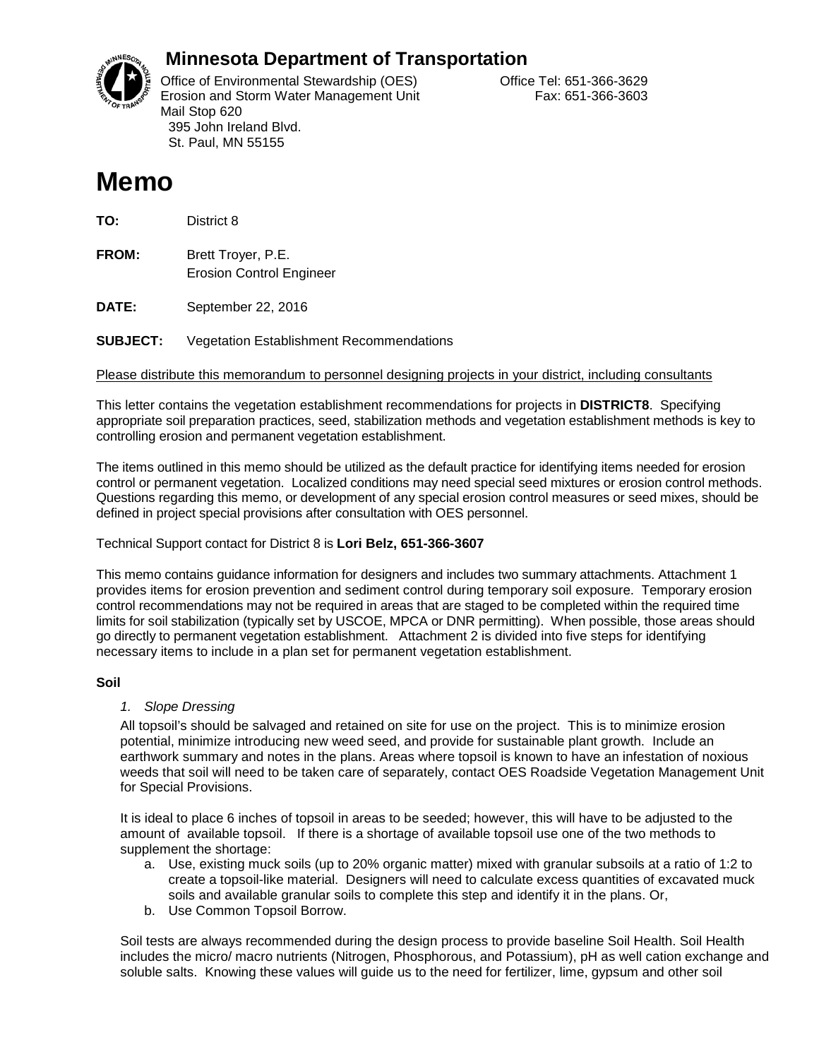## Minnesota Department of Transportation

Office of Environmental Stewardship (OES)
Erosion and Storm Water Management Unit
Mail Stop 620
395 John Ireland Blvd.
St. Paul, MN 55155

Office Tel: 651-366-3629
Fax: 651-366-3603

# Memo

**TO:** District 8

**FROM:** Brett Troyer, P.E.
Erosion Control Engineer

**DATE:** September 22, 2016

**SUBJECT:** Vegetation Establishment Recommendations

Please distribute this memorandum to personnel designing projects in your district, including consultants

This letter contains the vegetation establishment recommendations for projects in **DISTRICT8**. Specifying appropriate soil preparation practices, seed, stabilization methods and vegetation establishment methods is key to controlling erosion and permanent vegetation establishment.

The items outlined in this memo should be utilized as the default practice for identifying items needed for erosion control or permanent vegetation. Localized conditions may need special seed mixtures or erosion control methods. Questions regarding this memo, or development of any special erosion control measures or seed mixes, should be defined in project special provisions after consultation with OES personnel.

Technical Support contact for District 8 is **Lori Belz, 651-366-3607**

This memo contains guidance information for designers and includes two summary attachments. Attachment 1 provides items for erosion prevention and sediment control during temporary soil exposure. Temporary erosion control recommendations may not be required in areas that are staged to be completed within the required time limits for soil stabilization (typically set by USCOE, MPCA or DNR permitting). When possible, those areas should go directly to permanent vegetation establishment. Attachment 2 is divided into five steps for identifying necessary items to include in a plan set for permanent vegetation establishment.

**Soil**

*1. Slope Dressing*

All topsoil's should be salvaged and retained on site for use on the project. This is to minimize erosion potential, minimize introducing new weed seed, and provide for sustainable plant growth. Include an earthwork summary and notes in the plans. Areas where topsoil is known to have an infestation of noxious weeds that soil will need to be taken care of separately, contact OES Roadside Vegetation Management Unit for Special Provisions.

It is ideal to place 6 inches of topsoil in areas to be seeded; however, this will have to be adjusted to the amount of available topsoil. If there is a shortage of available topsoil use one of the two methods to supplement the shortage:

a. Use, existing muck soils (up to 20% organic matter) mixed with granular subsoils at a ratio of 1:2 to create a topsoil-like material. Designers will need to calculate excess quantities of excavated muck soils and available granular soils to complete this step and identify it in the plans. Or,
b. Use Common Topsoil Borrow.

Soil tests are always recommended during the design process to provide baseline Soil Health. Soil Health includes the micro/ macro nutrients (Nitrogen, Phosphorous, and Potassium), pH as well cation exchange and soluble salts. Knowing these values will guide us to the need for fertilizer, lime, gypsum and other soil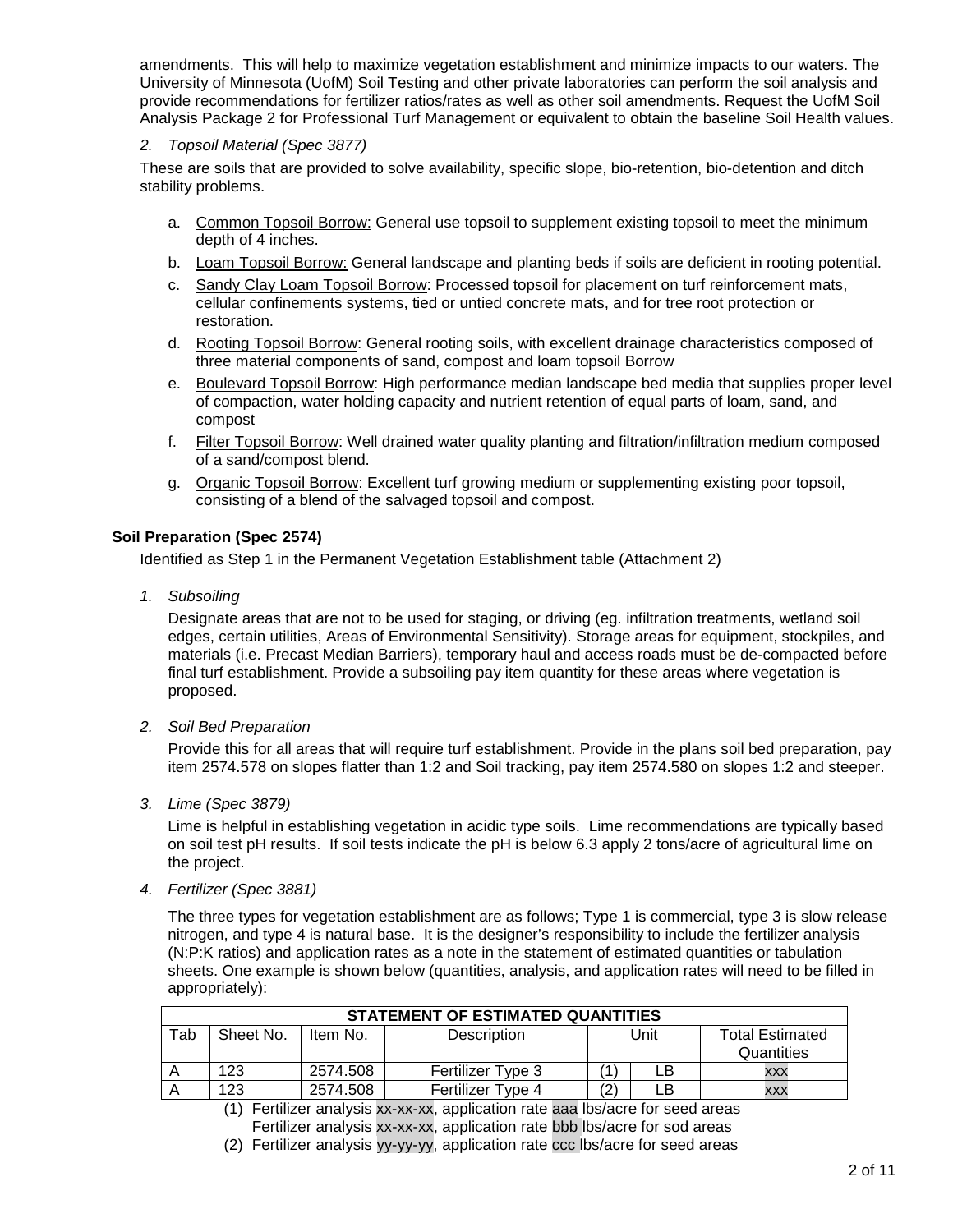amendments. This will help to maximize vegetation establishment and minimize impacts to our waters. The University of Minnesota (UofM) Soil Testing and other private laboratories can perform the soil analysis and provide recommendations for fertilizer ratios/rates as well as other soil amendments. Request the UofM Soil Analysis Package 2 for Professional Turf Management or equivalent to obtain the baseline Soil Health values.

*2. Topsoil Material (Spec 3877)*

These are soils that are provided to solve availability, specific slope, bio-retention, bio-detention and ditch stability problems.

a. Common Topsoil Borrow: General use topsoil to supplement existing topsoil to meet the minimum depth of 4 inches.
b. Loam Topsoil Borrow: General landscape and planting beds if soils are deficient in rooting potential.
c. Sandy Clay Loam Topsoil Borrow: Processed topsoil for placement on turf reinforcement mats, cellular confinements systems, tied or untied concrete mats, and for tree root protection or restoration.
d. Rooting Topsoil Borrow: General rooting soils, with excellent drainage characteristics composed of three material components of sand, compost and loam topsoil Borrow
e. Boulevard Topsoil Borrow: High performance median landscape bed media that supplies proper level of compaction, water holding capacity and nutrient retention of equal parts of loam, sand, and compost
f. Filter Topsoil Borrow: Well drained water quality planting and filtration/infiltration medium composed of a sand/compost blend.
g. Organic Topsoil Borrow: Excellent turf growing medium or supplementing existing poor topsoil, consisting of a blend of the salvaged topsoil and compost.

## Soil Preparation (Spec 2574)

Identified as Step 1 in the Permanent Vegetation Establishment table (Attachment 2)

*1. Subsoiling*

Designate areas that are not to be used for staging, or driving (eg. infiltration treatments, wetland soil edges, certain utilities, Areas of Environmental Sensitivity). Storage areas for equipment, stockpiles, and materials (i.e. Precast Median Barriers), temporary haul and access roads must be de-compacted before final turf establishment. Provide a subsoiling pay item quantity for these areas where vegetation is proposed.

*2. Soil Bed Preparation*

Provide this for all areas that will require turf establishment. Provide in the plans soil bed preparation, pay item 2574.578 on slopes flatter than 1:2 and Soil tracking, pay item 2574.580 on slopes 1:2 and steeper.

*3. Lime (Spec 3879)*

Lime is helpful in establishing vegetation in acidic type soils. Lime recommendations are typically based on soil test pH results. If soil tests indicate the pH is below 6.3 apply 2 tons/acre of agricultural lime on the project.

*4. Fertilizer (Spec 3881)*

The three types for vegetation establishment are as follows; Type 1 is commercial, type 3 is slow release nitrogen, and type 4 is natural base. It is the designer's responsibility to include the fertilizer analysis (N:P:K ratios) and application rates as a note in the statement of estimated quantities or tabulation sheets. One example is shown below (quantities, analysis, and application rates will need to be filled in appropriately):

| STATEMENT OF ESTIMATED QUANTITIES | | | | | | |
|---|---|---|---|---|---|---|
| Tab | Sheet No. | Item No. | Description | Unit | | Total Estimated Quantities |
| A | 123 | 2574.508 | Fertilizer Type 3 | (1) | LB | xxx |
| A | 123 | 2574.508 | Fertilizer Type 4 | (2) | LB | xxx |

(1) Fertilizer analysis xx-xx-xx, application rate aaa lbs/acre for seed areas
Fertilizer analysis xx-xx-xx, application rate bbb lbs/acre for sod areas
(2) Fertilizer analysis yy-yy-yy, application rate ccc lbs/acre for seed areas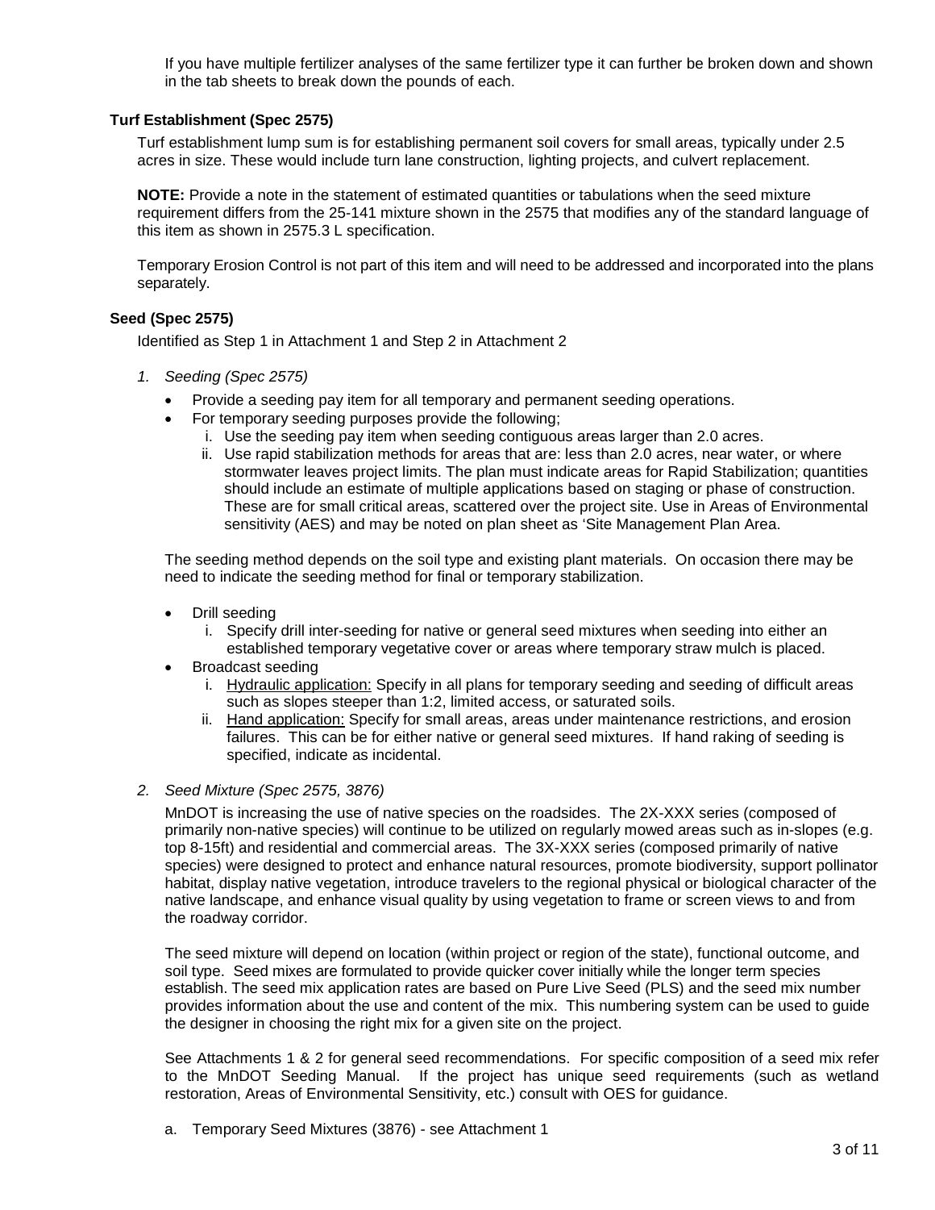If you have multiple fertilizer analyses of the same fertilizer type it can further be broken down and shown in the tab sheets to break down the pounds of each.

### Turf Establishment (Spec 2575)

Turf establishment lump sum is for establishing permanent soil covers for small areas, typically under 2.5 acres in size. These would include turn lane construction, lighting projects, and culvert replacement.

**NOTE:** Provide a note in the statement of estimated quantities or tabulations when the seed mixture requirement differs from the 25-141 mixture shown in the 2575 that modifies any of the standard language of this item as shown in 2575.3 L specification.

Temporary Erosion Control is not part of this item and will need to be addressed and incorporated into the plans separately.

### Seed (Spec 2575)

Identified as Step 1 in Attachment 1 and Step 2 in Attachment 2

1. *Seeding (Spec 2575)*
   - Provide a seeding pay item for all temporary and permanent seeding operations.
   - For temporary seeding purposes provide the following;
     i. Use the seeding pay item when seeding contiguous areas larger than 2.0 acres.
     ii. Use rapid stabilization methods for areas that are: less than 2.0 acres, near water, or where stormwater leaves project limits. The plan must indicate areas for Rapid Stabilization; quantities should include an estimate of multiple applications based on staging or phase of construction. These are for small critical areas, scattered over the project site. Use in Areas of Environmental sensitivity (AES) and may be noted on plan sheet as 'Site Management Plan Area.

   The seeding method depends on the soil type and existing plant materials. On occasion there may be need to indicate the seeding method for final or temporary stabilization.

   - Drill seeding
     i. Specify drill inter-seeding for native or general seed mixtures when seeding into either an established temporary vegetative cover or areas where temporary straw mulch is placed.
   - Broadcast seeding
     i. Hydraulic application: Specify in all plans for temporary seeding and seeding of difficult areas such as slopes steeper than 1:2, limited access, or saturated soils.
     ii. Hand application: Specify for small areas, areas under maintenance restrictions, and erosion failures. This can be for either native or general seed mixtures. If hand raking of seeding is specified, indicate as incidental.

2. *Seed Mixture (Spec 2575, 3876)*

   MnDOT is increasing the use of native species on the roadsides. The 2X-XXX series (composed of primarily non-native species) will continue to be utilized on regularly mowed areas such as in-slopes (e.g. top 8-15ft) and residential and commercial areas. The 3X-XXX series (composed primarily of native species) were designed to protect and enhance natural resources, promote biodiversity, support pollinator habitat, display native vegetation, introduce travelers to the regional physical or biological character of the native landscape, and enhance visual quality by using vegetation to frame or screen views to and from the roadway corridor.

   The seed mixture will depend on location (within project or region of the state), functional outcome, and soil type. Seed mixes are formulated to provide quicker cover initially while the longer term species establish. The seed mix application rates are based on Pure Live Seed (PLS) and the seed mix number provides information about the use and content of the mix. This numbering system can be used to guide the designer in choosing the right mix for a given site on the project.

   See Attachments 1 & 2 for general seed recommendations. For specific composition of a seed mix refer to the MnDOT Seeding Manual. If the project has unique seed requirements (such as wetland restoration, Areas of Environmental Sensitivity, etc.) consult with OES for guidance.

   a. Temporary Seed Mixtures (3876) - see Attachment 1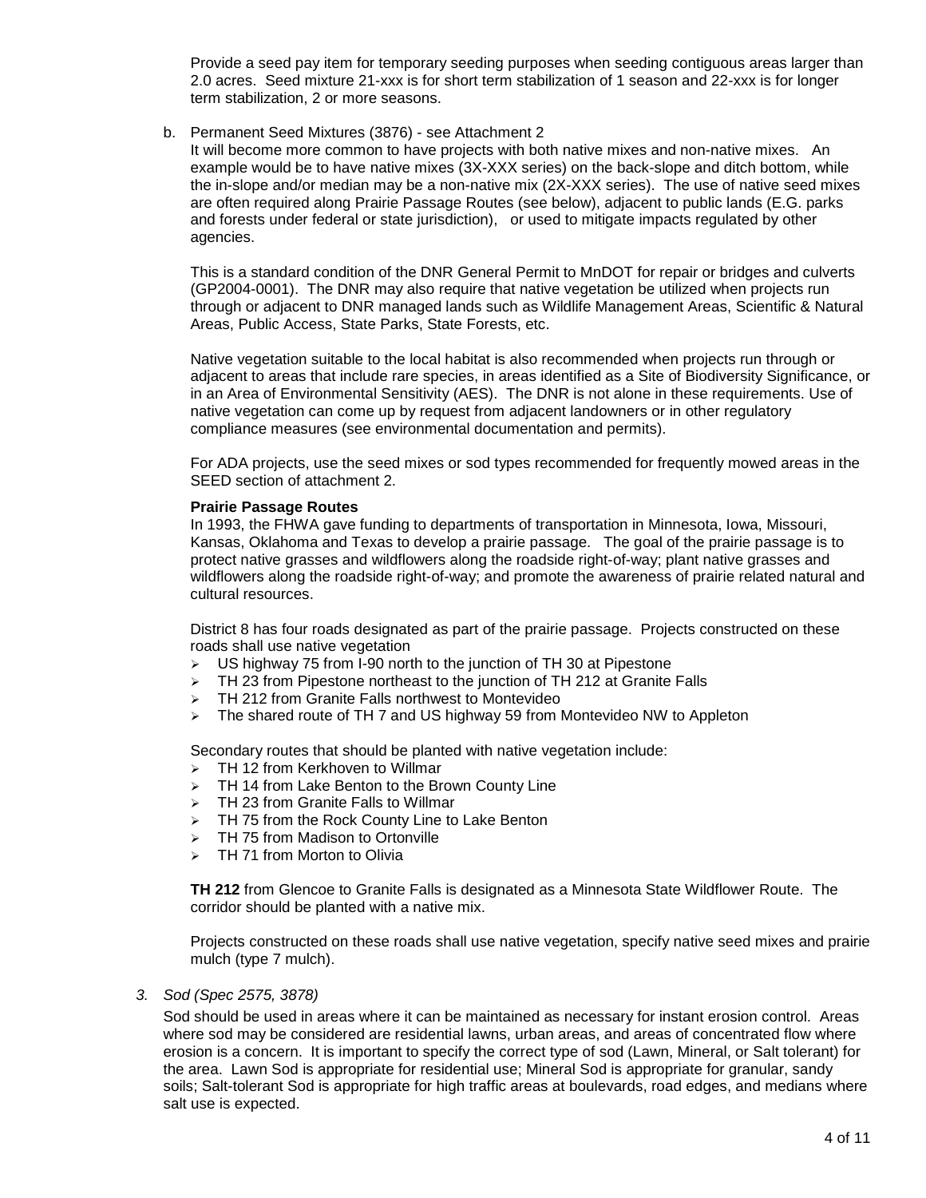Provide a seed pay item for temporary seeding purposes when seeding contiguous areas larger than 2.0 acres. Seed mixture 21-xxx is for short term stabilization of 1 season and 22-xxx is for longer term stabilization, 2 or more seasons.

b. Permanent Seed Mixtures (3876) - see Attachment 2

It will become more common to have projects with both native mixes and non-native mixes. An example would be to have native mixes (3X-XXX series) on the back-slope and ditch bottom, while the in-slope and/or median may be a non-native mix (2X-XXX series). The use of native seed mixes are often required along Prairie Passage Routes (see below), adjacent to public lands (E.G. parks and forests under federal or state jurisdiction), or used to mitigate impacts regulated by other agencies.

This is a standard condition of the DNR General Permit to MnDOT for repair or bridges and culverts (GP2004-0001). The DNR may also require that native vegetation be utilized when projects run through or adjacent to DNR managed lands such as Wildlife Management Areas, Scientific & Natural Areas, Public Access, State Parks, State Forests, etc.

Native vegetation suitable to the local habitat is also recommended when projects run through or adjacent to areas that include rare species, in areas identified as a Site of Biodiversity Significance, or in an Area of Environmental Sensitivity (AES). The DNR is not alone in these requirements. Use of native vegetation can come up by request from adjacent landowners or in other regulatory compliance measures (see environmental documentation and permits).

For ADA projects, use the seed mixes or sod types recommended for frequently mowed areas in the SEED section of attachment 2.

**Prairie Passage Routes**

In 1993, the FHWA gave funding to departments of transportation in Minnesota, Iowa, Missouri, Kansas, Oklahoma and Texas to develop a prairie passage. The goal of the prairie passage is to protect native grasses and wildflowers along the roadside right-of-way; plant native grasses and wildflowers along the roadside right-of-way; and promote the awareness of prairie related natural and cultural resources.

District 8 has four roads designated as part of the prairie passage. Projects constructed on these roads shall use native vegetation

- US highway 75 from I-90 north to the junction of TH 30 at Pipestone
- TH 23 from Pipestone northeast to the junction of TH 212 at Granite Falls
- TH 212 from Granite Falls northwest to Montevideo
- The shared route of TH 7 and US highway 59 from Montevideo NW to Appleton

Secondary routes that should be planted with native vegetation include:

- TH 12 from Kerkhoven to Willmar
- TH 14 from Lake Benton to the Brown County Line
- TH 23 from Granite Falls to Willmar
- TH 75 from the Rock County Line to Lake Benton
- TH 75 from Madison to Ortonville
- TH 71 from Morton to Olivia

**TH 212** from Glencoe to Granite Falls is designated as a Minnesota State Wildflower Route. The corridor should be planted with a native mix.

Projects constructed on these roads shall use native vegetation, specify native seed mixes and prairie mulch (type 7 mulch).

3. *Sod (Spec 2575, 3878)*

Sod should be used in areas where it can be maintained as necessary for instant erosion control. Areas where sod may be considered are residential lawns, urban areas, and areas of concentrated flow where erosion is a concern. It is important to specify the correct type of sod (Lawn, Mineral, or Salt tolerant) for the area. Lawn Sod is appropriate for residential use; Mineral Sod is appropriate for granular, sandy soils; Salt-tolerant Sod is appropriate for high traffic areas at boulevards, road edges, and medians where salt use is expected.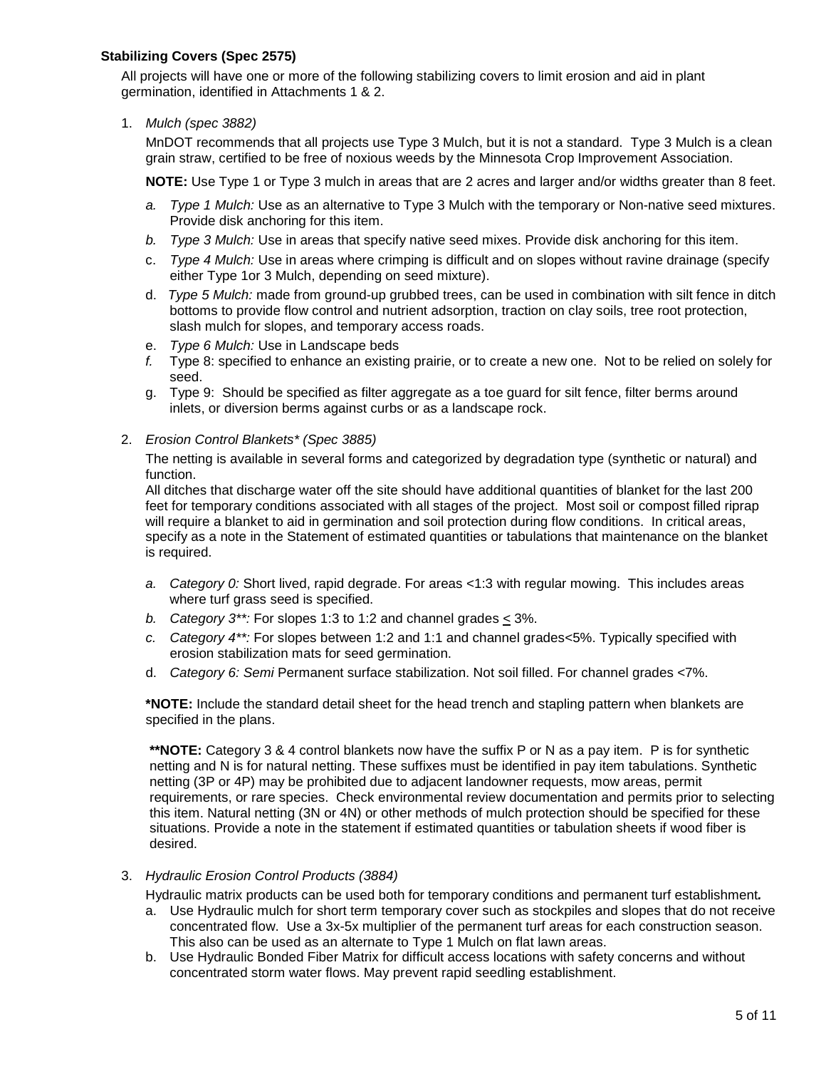### Stabilizing Covers (Spec 2575)

All projects will have one or more of the following stabilizing covers to limit erosion and aid in plant germination, identified in Attachments 1 & 2.

1. *Mulch (spec 3882)*

   MnDOT recommends that all projects use Type 3 Mulch, but it is not a standard. Type 3 Mulch is a clean grain straw, certified to be free of noxious weeds by the Minnesota Crop Improvement Association.

   **NOTE:** Use Type 1 or Type 3 mulch in areas that are 2 acres and larger and/or widths greater than 8 feet.

   a. *Type 1 Mulch:* Use as an alternative to Type 3 Mulch with the temporary or Non-native seed mixtures. Provide disk anchoring for this item.
   b. *Type 3 Mulch:* Use in areas that specify native seed mixes. Provide disk anchoring for this item.
   c. *Type 4 Mulch:* Use in areas where crimping is difficult and on slopes without ravine drainage (specify either Type 1or 3 Mulch, depending on seed mixture).
   d. *Type 5 Mulch:* made from ground-up grubbed trees, can be used in combination with silt fence in ditch bottoms to provide flow control and nutrient adsorption, traction on clay soils, tree root protection, slash mulch for slopes, and temporary access roads.
   e. *Type 6 Mulch:* Use in Landscape beds
   f. Type 8: specified to enhance an existing prairie, or to create a new one. Not to be relied on solely for seed.
   g. Type 9: Should be specified as filter aggregate as a toe guard for silt fence, filter berms around inlets, or diversion berms against curbs or as a landscape rock.

2. *Erosion Control Blankets* (Spec 3885)*

   The netting is available in several forms and categorized by degradation type (synthetic or natural) and function.

   All ditches that discharge water off the site should have additional quantities of blanket for the last 200 feet for temporary conditions associated with all stages of the project. Most soil or compost filled riprap will require a blanket to aid in germination and soil protection during flow conditions. In critical areas, specify as a note in the Statement of estimated quantities or tabulations that maintenance on the blanket is required.

   a. *Category 0:* Short lived, rapid degrade. For areas <1:3 with regular mowing. This includes areas where turf grass seed is specified.
   b. *Category 3**:* For slopes 1:3 to 1:2 and channel grades ≤ 3%.
   c. *Category 4**:* For slopes between 1:2 and 1:1 and channel grades<5%. Typically specified with erosion stabilization mats for seed germination.
   d. *Category 6: Semi* Permanent surface stabilization. Not soil filled. For channel grades <7%.

   ***NOTE:** Include the standard detail sheet for the head trench and stapling pattern when blankets are specified in the plans.

   ****NOTE:** Category 3 & 4 control blankets now have the suffix P or N as a pay item. P is for synthetic netting and N is for natural netting. These suffixes must be identified in pay item tabulations. Synthetic netting (3P or 4P) may be prohibited due to adjacent landowner requests, mow areas, permit requirements, or rare species. Check environmental review documentation and permits prior to selecting this item. Natural netting (3N or 4N) or other methods of mulch protection should be specified for these situations. Provide a note in the statement if estimated quantities or tabulation sheets if wood fiber is desired.

3. *Hydraulic Erosion Control Products (3884)*

   Hydraulic matrix products can be used both for temporary conditions and permanent turf establishment***.***

   a. Use Hydraulic mulch for short term temporary cover such as stockpiles and slopes that do not receive concentrated flow. Use a 3x-5x multiplier of the permanent turf areas for each construction season. This also can be used as an alternate to Type 1 Mulch on flat lawn areas.
   b. Use Hydraulic Bonded Fiber Matrix for difficult access locations with safety concerns and without concentrated storm water flows. May prevent rapid seedling establishment.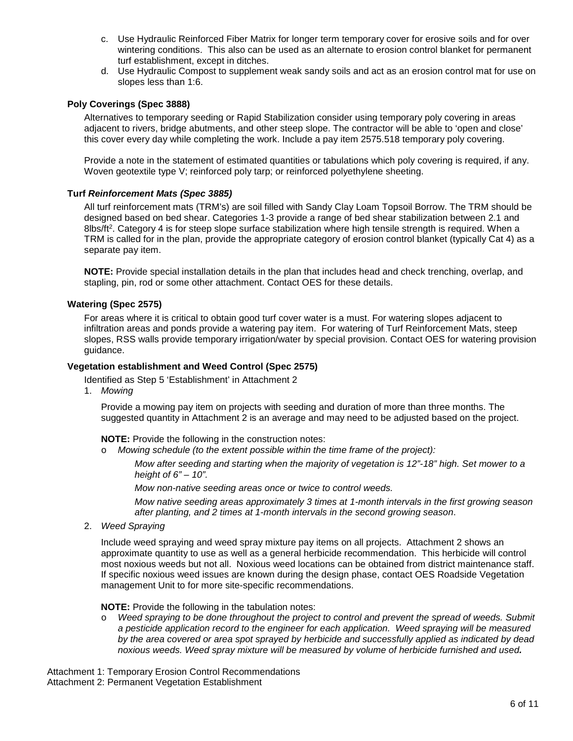c. Use Hydraulic Reinforced Fiber Matrix for longer term temporary cover for erosive soils and for over wintering conditions. This also can be used as an alternate to erosion control blanket for permanent turf establishment, except in ditches.

d. Use Hydraulic Compost to supplement weak sandy soils and act as an erosion control mat for use on slopes less than 1:6.

### Poly Coverings (Spec 3888)

Alternatives to temporary seeding or Rapid Stabilization consider using temporary poly covering in areas adjacent to rivers, bridge abutments, and other steep slope. The contractor will be able to 'open and close' this cover every day while completing the work. Include a pay item 2575.518 temporary poly covering.

Provide a note in the statement of estimated quantities or tabulations which poly covering is required, if any. Woven geotextile type V; reinforced poly tarp; or reinforced polyethylene sheeting.

### Turf *Reinforcement Mats (Spec 3885)*

All turf reinforcement mats (TRM's) are soil filled with Sandy Clay Loam Topsoil Borrow. The TRM should be designed based on bed shear. Categories 1-3 provide a range of bed shear stabilization between 2.1 and 8lbs/ft$^2$. Category 4 is for steep slope surface stabilization where high tensile strength is required. When a TRM is called for in the plan, provide the appropriate category of erosion control blanket (typically Cat 4) as a separate pay item.

**NOTE:** Provide special installation details in the plan that includes head and check trenching, overlap, and stapling, pin, rod or some other attachment. Contact OES for these details.

### Watering (Spec 2575)

For areas where it is critical to obtain good turf cover water is a must. For watering slopes adjacent to infiltration areas and ponds provide a watering pay item. For watering of Turf Reinforcement Mats, steep slopes, RSS walls provide temporary irrigation/water by special provision. Contact OES for watering provision guidance.

### Vegetation establishment and Weed Control (Spec 2575)

Identified as Step 5 'Establishment' in Attachment 2

1. *Mowing*

   Provide a mowing pay item on projects with seeding and duration of more than three months. The suggested quantity in Attachment 2 is an average and may need to be adjusted based on the project.

   **NOTE:** Provide the following in the construction notes:

   - *Mowing schedule (to the extent possible within the time frame of the project):*

     *Mow after seeding and starting when the majority of vegetation is 12"-18" high. Set mower to a height of 6" – 10".*

     *Mow non-native seeding areas once or twice to control weeds.*

     *Mow native seeding areas approximately 3 times at 1-month intervals in the first growing season after planting, and 2 times at 1-month intervals in the second growing season*.

2. *Weed Spraying*

   Include weed spraying and weed spray mixture pay items on all projects. Attachment 2 shows an approximate quantity to use as well as a general herbicide recommendation. This herbicide will control most noxious weeds but not all. Noxious weed locations can be obtained from district maintenance staff. If specific noxious weed issues are known during the design phase, contact OES Roadside Vegetation management Unit to for more site-specific recommendations.

   **NOTE:** Provide the following in the tabulation notes:

   - *Weed spraying to be done throughout the project to control and prevent the spread of weeds. Submit a pesticide application record to the engineer for each application. Weed spraying will be measured by the area covered or area spot sprayed by herbicide and successfully applied as indicated by dead noxious weeds. Weed spray mixture will be measured by volume of herbicide furnished and used.*

Attachment 1: Temporary Erosion Control Recommendations
Attachment 2: Permanent Vegetation Establishment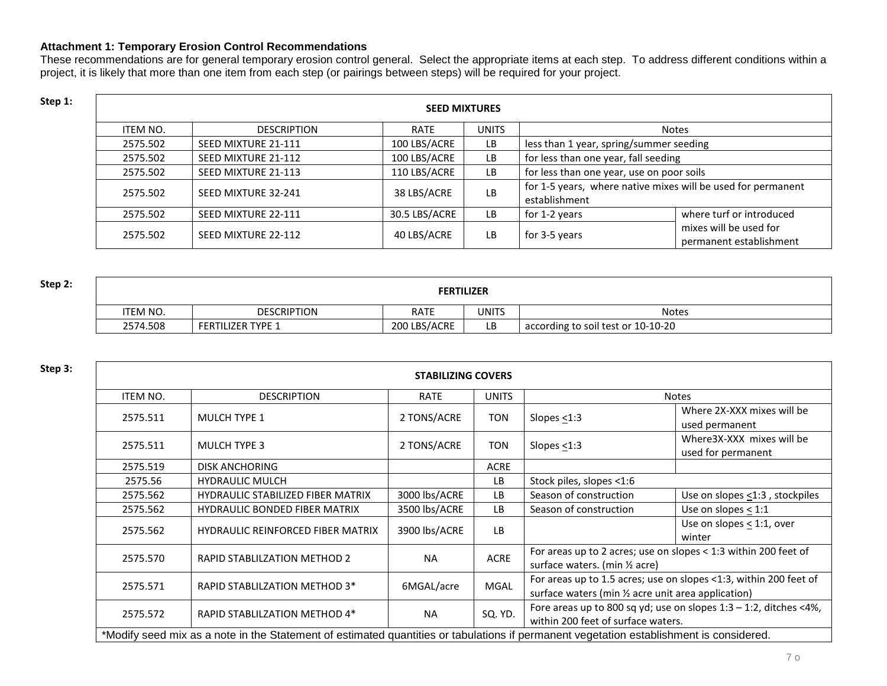**Attachment 1: Temporary Erosion Control Recommendations**

These recommendations are for general temporary erosion control general. Select the appropriate items at each step. To address different conditions within a project, it is likely that more than one item from each step (or pairings between steps) will be required for your project.

**Step 1:**

| SEED MIXTURES | | | | | |
|---|---|---|---|---|---|
| ITEM NO. | DESCRIPTION | RATE | UNITS | Notes | |
| 2575.502 | SEED MIXTURE 21-111 | 100 LBS/ACRE | LB | less than 1 year, spring/summer seeding | |
| 2575.502 | SEED MIXTURE 21-112 | 100 LBS/ACRE | LB | for less than one year, fall seeding | |
| 2575.502 | SEED MIXTURE 21-113 | 110 LBS/ACRE | LB | for less than one year, use on poor soils | |
| 2575.502 | SEED MIXTURE 32-241 | 38 LBS/ACRE | LB | for 1-5 years, where native mixes will be used for permanent establishment | |
| 2575.502 | SEED MIXTURE 22-111 | 30.5 LBS/ACRE | LB | for 1-2 years | where turf or introduced mixes will be used for permanent establishment |
| 2575.502 | SEED MIXTURE 22-112 | 40 LBS/ACRE | LB | for 3-5 years | |

**Step 2:**

| FERTILIZER | | | | |
|---|---|---|---|---|
| ITEM NO. | DESCRIPTION | RATE | UNITS | Notes |
| 2574.508 | FERTILIZER TYPE 1 | 200 LBS/ACRE | LB | according to soil test or 10-10-20 |

**Step 3:**

| STABILIZING COVERS | | | | | |
|---|---|---|---|---|---|
| ITEM NO. | DESCRIPTION | RATE | UNITS | Notes | |
| 2575.511 | MULCH TYPE 1 | 2 TONS/ACRE | TON | Slopes ≤1:3 | Where 2X-XXX mixes will be used permanent |
| 2575.511 | MULCH TYPE 3 | 2 TONS/ACRE | TON | Slopes ≤1:3 | Where3X-XXX mixes will be used for permanent |
| 2575.519 | DISK ANCHORING | | ACRE | | |
| 2575.56 | HYDRAULIC MULCH | | LB | Stock piles, slopes <1:6 | |
| 2575.562 | HYDRAULIC STABILIZED FIBER MATRIX | 3000 lbs/ACRE | LB | Season of construction | Use on slopes ≤1:3 , stockpiles |
| 2575.562 | HYDRAULIC BONDED FIBER MATRIX | 3500 lbs/ACRE | LB | Season of construction | Use on slopes ≤ 1:1 |
| 2575.562 | HYDRAULIC REINFORCED FIBER MATRIX | 3900 lbs/ACRE | LB | | Use on slopes ≤ 1:1, over winter |
| 2575.570 | RAPID STABLILZATION METHOD 2 | NA | ACRE | For areas up to 2 acres; use on slopes < 1:3 within 200 feet of surface waters. (min ½ acre) | |
| 2575.571 | RAPID STABLILZATION METHOD 3* | 6MGAL/acre | MGAL | For areas up to 1.5 acres; use on slopes <1:3, within 200 feet of surface waters (min ½ acre unit area application) | |
| 2575.572 | RAPID STABLILZATION METHOD 4* | NA | SQ. YD. | Fore areas up to 800 sq yd; use on slopes 1:3 – 1:2, ditches <4%, within 200 feet of surface waters. | |

*Modify seed mix as a note in the Statement of estimated quantities or tabulations if permanent vegetation establishment is considered.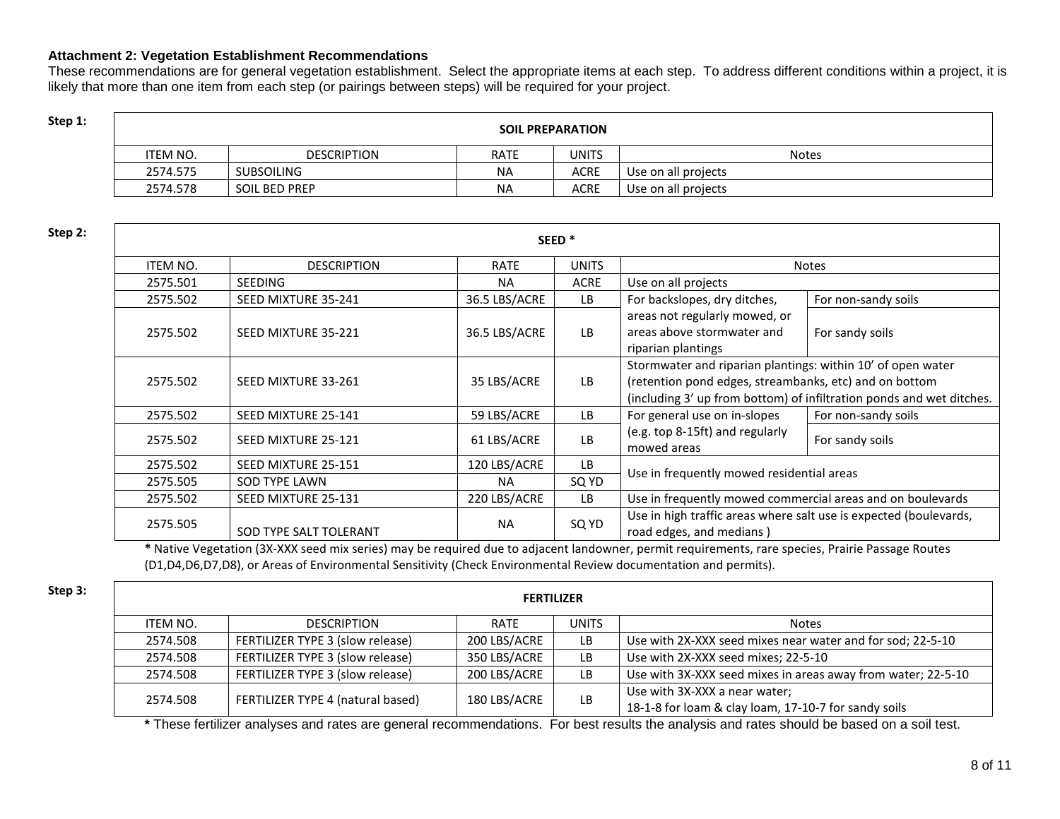**Attachment 2: Vegetation Establishment Recommendations**

These recommendations are for general vegetation establishment. Select the appropriate items at each step. To address different conditions within a project, it is likely that more than one item from each step (or pairings between steps) will be required for your project.

**Step 1:**

| SOIL PREPARATION | | | | |
|---|---|---|---|---|
| ITEM NO. | DESCRIPTION | RATE | UNITS | Notes |
| 2574.575 | SUBSOILING | NA | ACRE | Use on all projects |
| 2574.578 | SOIL BED PREP | NA | ACRE | Use on all projects |

**Step 2:**

| SEED * | | | | | |
|---|---|---|---|---|---|
| ITEM NO. | DESCRIPTION | RATE | UNITS | Notes | |
| 2575.501 | SEEDING | NA | ACRE | Use on all projects | |
| 2575.502 | SEED MIXTURE 35-241 | 36.5 LBS/ACRE | LB | For backslopes, dry ditches, areas not regularly mowed, or areas above stormwater and riparian plantings | For non-sandy soils |
| 2575.502 | SEED MIXTURE 35-221 | 36.5 LBS/ACRE | LB | | For sandy soils |
| 2575.502 | SEED MIXTURE 33-261 | 35 LBS/ACRE | LB | Stormwater and riparian plantings: within 10' of open water (retention pond edges, streambanks, etc) and on bottom (including 3' up from bottom) of infiltration ponds and wet ditches. | |
| 2575.502 | SEED MIXTURE 25-141 | 59 LBS/ACRE | LB | For general use on in-slopes (e.g. top 8-15ft) and regularly mowed areas | For non-sandy soils |
| 2575.502 | SEED MIXTURE 25-121 | 61 LBS/ACRE | LB | | For sandy soils |
| 2575.502 | SEED MIXTURE 25-151 | 120 LBS/ACRE | LB | Use in frequently mowed residential areas | |
| 2575.505 | SOD TYPE LAWN | NA | SQ YD | | |
| 2575.502 | SEED MIXTURE 25-131 | 220 LBS/ACRE | LB | Use in frequently mowed commercial areas and on boulevards | |
| 2575.505 | SOD TYPE SALT TOLERANT | NA | SQ YD | Use in high traffic areas where salt use is expected (boulevards, road edges, and medians ) | |

**\*** Native Vegetation (3X-XXX seed mix series) may be required due to adjacent landowner, permit requirements, rare species, Prairie Passage Routes (D1,D4,D6,D7,D8), or Areas of Environmental Sensitivity (Check Environmental Review documentation and permits).

**Step 3:**

| FERTILIZER | | | | |
|---|---|---|---|---|
| ITEM NO. | DESCRIPTION | RATE | UNITS | Notes |
| 2574.508 | FERTILIZER TYPE 3 (slow release) | 200 LBS/ACRE | LB | Use with 2X-XXX seed mixes near water and for sod; 22-5-10 |
| 2574.508 | FERTILIZER TYPE 3 (slow release) | 350 LBS/ACRE | LB | Use with 2X-XXX seed mixes; 22-5-10 |
| 2574.508 | FERTILIZER TYPE 3 (slow release) | 200 LBS/ACRE | LB | Use with 3X-XXX seed mixes in areas away from water; 22-5-10 |
| 2574.508 | FERTILIZER TYPE 4 (natural based) | 180 LBS/ACRE | LB | Use with 3X-XXX a near water; 18-1-8 for loam & clay loam, 17-10-7 for sandy soils |

**\*** These fertilizer analyses and rates are general recommendations. For best results the analysis and rates should be based on a soil test.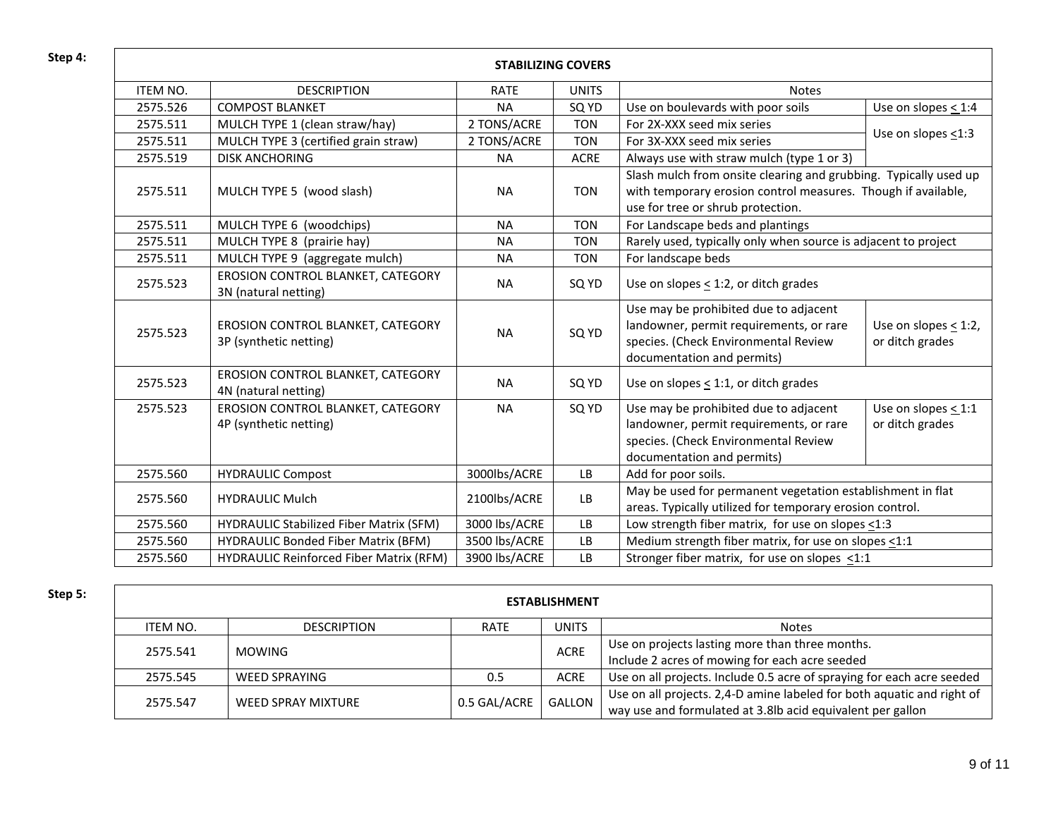**Step 4:**

| STABILIZING COVERS | | | | | |
|---|---|---|---|---|---|
| ITEM NO. | DESCRIPTION | RATE | UNITS | Notes | |
| 2575.526 | COMPOST BLANKET | NA | SQ YD | Use on boulevards with poor soils | Use on slopes ≤ 1:4 |
| 2575.511 | MULCH TYPE 1 (clean straw/hay) | 2 TONS/ACRE | TON | For 2X-XXX seed mix series | Use on slopes ≤1:3 |
| 2575.511 | MULCH TYPE 3 (certified grain straw) | 2 TONS/ACRE | TON | For 3X-XXX seed mix series | |
| 2575.519 | DISK ANCHORING | NA | ACRE | Always use with straw mulch (type 1 or 3) | |
| 2575.511 | MULCH TYPE 5 (wood slash) | NA | TON | Slash mulch from onsite clearing and grubbing. Typically used up with temporary erosion control measures. Though if available, use for tree or shrub protection. | |
| 2575.511 | MULCH TYPE 6 (woodchips) | NA | TON | For Landscape beds and plantings | |
| 2575.511 | MULCH TYPE 8 (prairie hay) | NA | TON | Rarely used, typically only when source is adjacent to project | |
| 2575.511 | MULCH TYPE 9 (aggregate mulch) | NA | TON | For landscape beds | |
| 2575.523 | EROSION CONTROL BLANKET, CATEGORY 3N (natural netting) | NA | SQ YD | Use on slopes ≤ 1:2, or ditch grades | |
| 2575.523 | EROSION CONTROL BLANKET, CATEGORY 3P (synthetic netting) | NA | SQ YD | Use may be prohibited due to adjacent landowner, permit requirements, or rare species. (Check Environmental Review documentation and permits) | Use on slopes ≤ 1:2, or ditch grades |
| 2575.523 | EROSION CONTROL BLANKET, CATEGORY 4N (natural netting) | NA | SQ YD | Use on slopes ≤ 1:1, or ditch grades | |
| 2575.523 | EROSION CONTROL BLANKET, CATEGORY 4P (synthetic netting) | NA | SQ YD | Use may be prohibited due to adjacent landowner, permit requirements, or rare species. (Check Environmental Review documentation and permits) | Use on slopes ≤ 1:1 or ditch grades |
| 2575.560 | HYDRAULIC Compost | 3000lbs/ACRE | LB | Add for poor soils. | |
| 2575.560 | HYDRAULIC Mulch | 2100lbs/ACRE | LB | May be used for permanent vegetation establishment in flat areas. Typically utilized for temporary erosion control. | |
| 2575.560 | HYDRAULIC Stabilized Fiber Matrix (SFM) | 3000 lbs/ACRE | LB | Low strength fiber matrix, for use on slopes ≤1:3 | |
| 2575.560 | HYDRAULIC Bonded Fiber Matrix (BFM) | 3500 lbs/ACRE | LB | Medium strength fiber matrix, for use on slopes ≤1:1 | |
| 2575.560 | HYDRAULIC Reinforced Fiber Matrix (RFM) | 3900 lbs/ACRE | LB | Stronger fiber matrix, for use on slopes ≤1:1 | |

**Step 5:**

| ESTABLISHMENT | | | | |
|---|---|---|---|---|
| ITEM NO. | DESCRIPTION | RATE | UNITS | Notes |
| 2575.541 | MOWING | | ACRE | Use on projects lasting more than three months. Include 2 acres of mowing for each acre seeded |
| 2575.545 | WEED SPRAYING | 0.5 | ACRE | Use on all projects. Include 0.5 acre of spraying for each acre seeded |
| 2575.547 | WEED SPRAY MIXTURE | 0.5 GAL/ACRE | GALLON | Use on all projects. 2,4-D amine labeled for both aquatic and right of way use and formulated at 3.8lb acid equivalent per gallon |